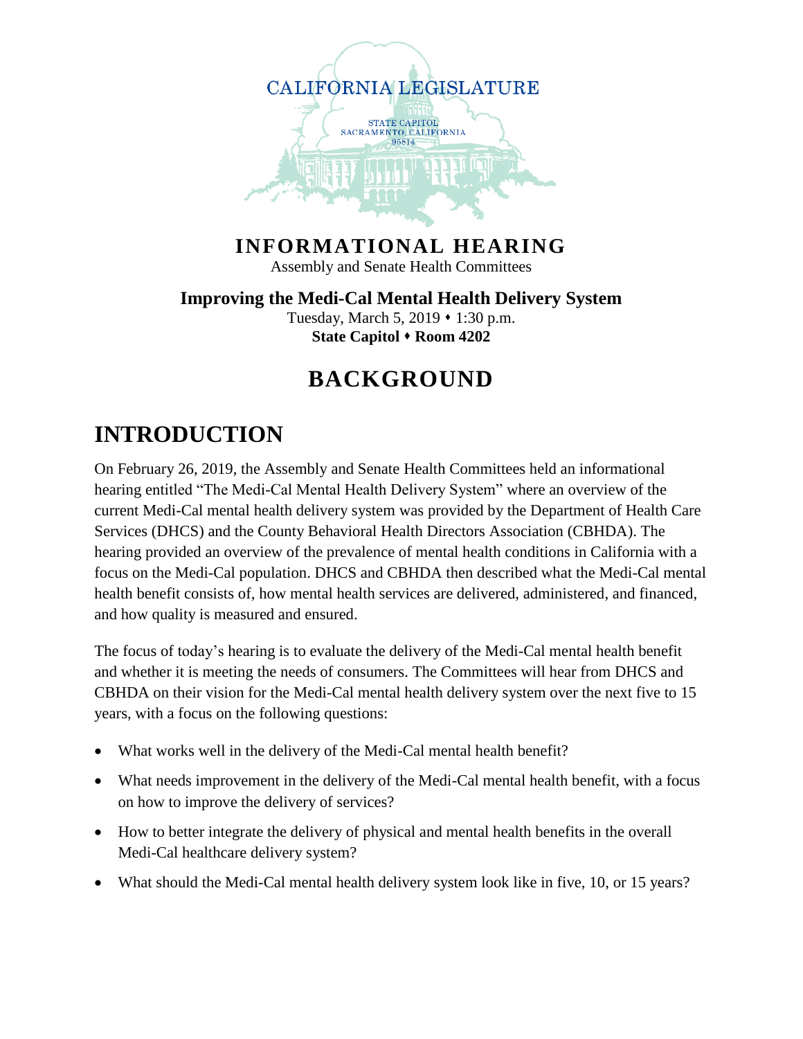CALIFORNIA LEGISLATURE

STATE CAPITOL
SACRAMENTO, CALIFORNIA
95814

**INFORMATIONAL HEARING**

Assembly and Senate Health Committees

**Improving the Medi-Cal Mental Health Delivery System**

Tuesday, March 5, 2019 ♦ 1:30 p.m.

**State Capitol ♦ Room 4202**

# BACKGROUND

## INTRODUCTION

On February 26, 2019, the Assembly and Senate Health Committees held an informational hearing entitled "The Medi-Cal Mental Health Delivery System" where an overview of the current Medi-Cal mental health delivery system was provided by the Department of Health Care Services (DHCS) and the County Behavioral Health Directors Association (CBHDA). The hearing provided an overview of the prevalence of mental health conditions in California with a focus on the Medi-Cal population. DHCS and CBHDA then described what the Medi-Cal mental health benefit consists of, how mental health services are delivered, administered, and financed, and how quality is measured and ensured.

The focus of today's hearing is to evaluate the delivery of the Medi-Cal mental health benefit and whether it is meeting the needs of consumers. The Committees will hear from DHCS and CBHDA on their vision for the Medi-Cal mental health delivery system over the next five to 15 years, with a focus on the following questions:

- What works well in the delivery of the Medi-Cal mental health benefit?
- What needs improvement in the delivery of the Medi-Cal mental health benefit, with a focus on how to improve the delivery of services?
- How to better integrate the delivery of physical and mental health benefits in the overall Medi-Cal healthcare delivery system?
- What should the Medi-Cal mental health delivery system look like in five, 10, or 15 years?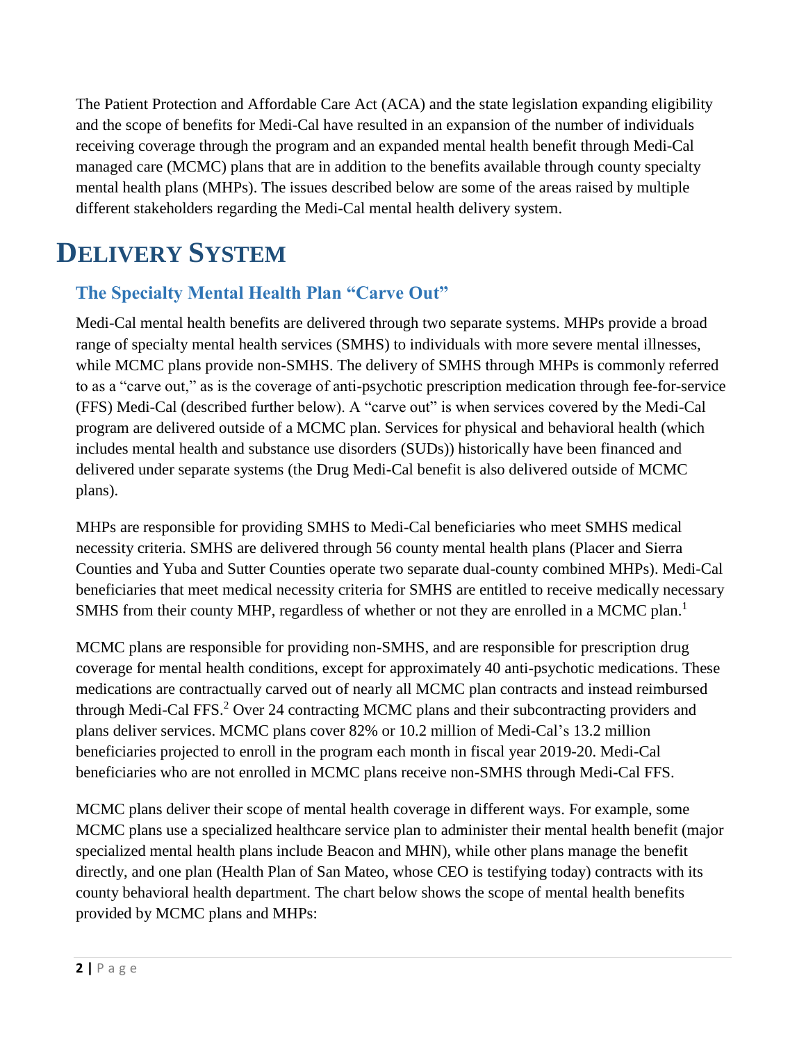The Patient Protection and Affordable Care Act (ACA) and the state legislation expanding eligibility and the scope of benefits for Medi-Cal have resulted in an expansion of the number of individuals receiving coverage through the program and an expanded mental health benefit through Medi-Cal managed care (MCMC) plans that are in addition to the benefits available through county specialty mental health plans (MHPs). The issues described below are some of the areas raised by multiple different stakeholders regarding the Medi-Cal mental health delivery system.

# DELIVERY SYSTEM

## The Specialty Mental Health Plan "Carve Out"

Medi-Cal mental health benefits are delivered through two separate systems. MHPs provide a broad range of specialty mental health services (SMHS) to individuals with more severe mental illnesses, while MCMC plans provide non-SMHS. The delivery of SMHS through MHPs is commonly referred to as a "carve out," as is the coverage of anti-psychotic prescription medication through fee-for-service (FFS) Medi-Cal (described further below). A "carve out" is when services covered by the Medi-Cal program are delivered outside of a MCMC plan. Services for physical and behavioral health (which includes mental health and substance use disorders (SUDs)) historically have been financed and delivered under separate systems (the Drug Medi-Cal benefit is also delivered outside of MCMC plans).

MHPs are responsible for providing SMHS to Medi-Cal beneficiaries who meet SMHS medical necessity criteria. SMHS are delivered through 56 county mental health plans (Placer and Sierra Counties and Yuba and Sutter Counties operate two separate dual-county combined MHPs). Medi-Cal beneficiaries that meet medical necessity criteria for SMHS are entitled to receive medically necessary SMHS from their county MHP, regardless of whether or not they are enrolled in a MCMC plan.[1]

MCMC plans are responsible for providing non-SMHS, and are responsible for prescription drug coverage for mental health conditions, except for approximately 40 anti-psychotic medications. These medications are contractually carved out of nearly all MCMC plan contracts and instead reimbursed through Medi-Cal FFS.[2] Over 24 contracting MCMC plans and their subcontracting providers and plans deliver services. MCMC plans cover 82% or 10.2 million of Medi-Cal's 13.2 million beneficiaries projected to enroll in the program each month in fiscal year 2019-20. Medi-Cal beneficiaries who are not enrolled in MCMC plans receive non-SMHS through Medi-Cal FFS.

MCMC plans deliver their scope of mental health coverage in different ways. For example, some MCMC plans use a specialized healthcare service plan to administer their mental health benefit (major specialized mental health plans include Beacon and MHN), while other plans manage the benefit directly, and one plan (Health Plan of San Mateo, whose CEO is testifying today) contracts with its county behavioral health department. The chart below shows the scope of mental health benefits provided by MCMC plans and MHPs: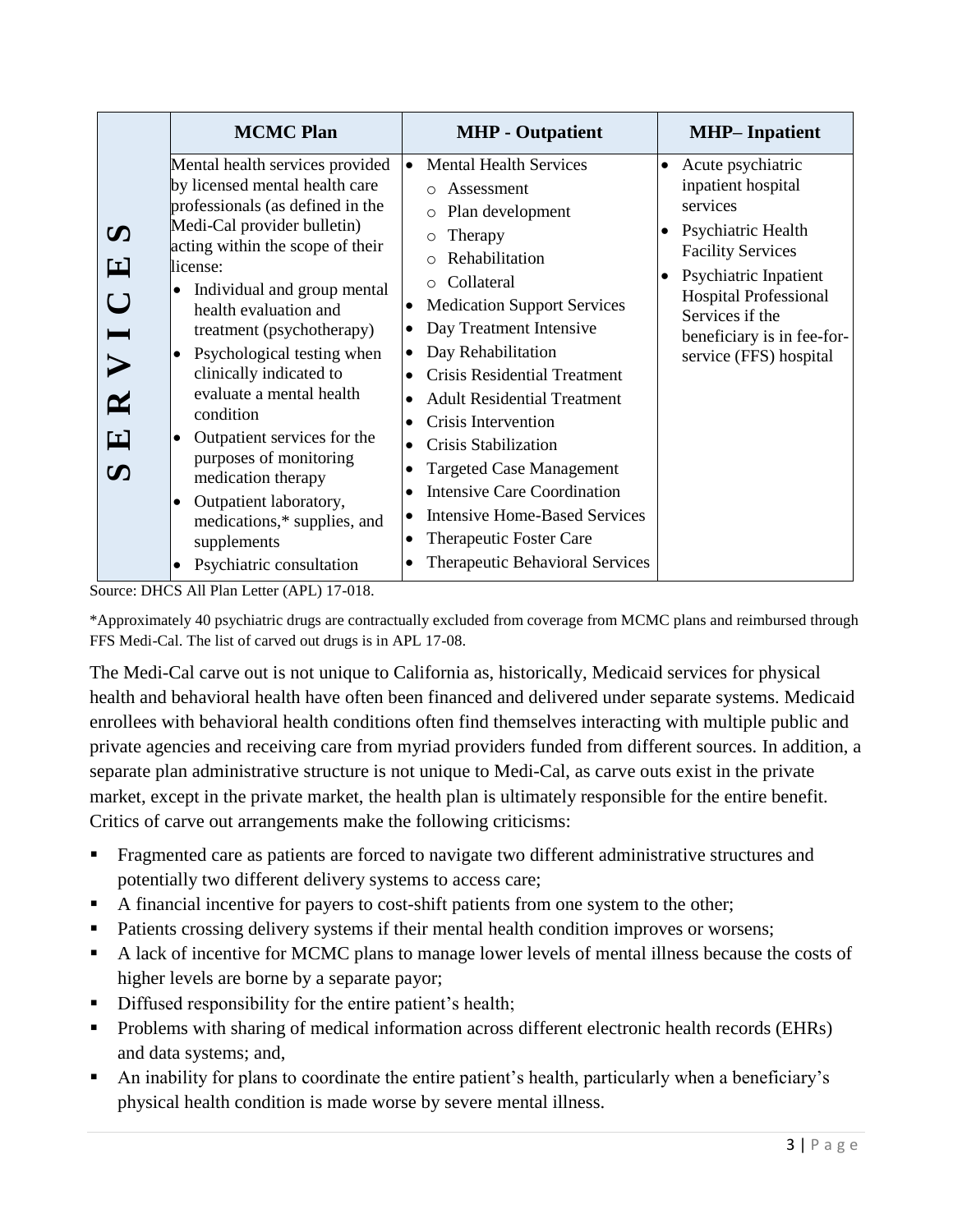| SERVICES | MCMC Plan | MHP - Outpatient | MHP– Inpatient |
|---|---|---|---|
| | Mental health services provided by licensed mental health care professionals (as defined in the Medi-Cal provider bulletin) acting within the scope of their license:<br>• Individual and group mental health evaluation and treatment (psychotherapy)<br>• Psychological testing when clinically indicated to evaluate a mental health condition<br>• Outpatient services for the purposes of monitoring medication therapy<br>• Outpatient laboratory, medications,* supplies, and supplements<br>• Psychiatric consultation | • Mental Health Services<br>&nbsp;&nbsp;○ Assessment<br>&nbsp;&nbsp;○ Plan development<br>&nbsp;&nbsp;○ Therapy<br>&nbsp;&nbsp;○ Rehabilitation<br>&nbsp;&nbsp;○ Collateral<br>• Medication Support Services<br>• Day Treatment Intensive<br>• Day Rehabilitation<br>• Crisis Residential Treatment<br>• Adult Residential Treatment<br>• Crisis Intervention<br>• Crisis Stabilization<br>• Targeted Case Management<br>• Intensive Care Coordination<br>• Intensive Home-Based Services<br>• Therapeutic Foster Care<br>• Therapeutic Behavioral Services | • Acute psychiatric inpatient hospital services<br>• Psychiatric Health Facility Services<br>• Psychiatric Inpatient Hospital Professional Services if the beneficiary is in fee-for-service (FFS) hospital |

Source: DHCS All Plan Letter (APL) 17-018.

*Approximately 40 psychiatric drugs are contractually excluded from coverage from MCMC plans and reimbursed through FFS Medi-Cal. The list of carved out drugs is in APL 17-08.

The Medi-Cal carve out is not unique to California as, historically, Medicaid services for physical health and behavioral health have often been financed and delivered under separate systems. Medicaid enrollees with behavioral health conditions often find themselves interacting with multiple public and private agencies and receiving care from myriad providers funded from different sources. In addition, a separate plan administrative structure is not unique to Medi-Cal, as carve outs exist in the private market, except in the private market, the health plan is ultimately responsible for the entire benefit. Critics of carve out arrangements make the following criticisms:

- Fragmented care as patients are forced to navigate two different administrative structures and potentially two different delivery systems to access care;
- A financial incentive for payers to cost-shift patients from one system to the other;
- Patients crossing delivery systems if their mental health condition improves or worsens;
- A lack of incentive for MCMC plans to manage lower levels of mental illness because the costs of higher levels are borne by a separate payor;
- Diffused responsibility for the entire patient's health;
- Problems with sharing of medical information across different electronic health records (EHRs) and data systems; and,
- An inability for plans to coordinate the entire patient's health, particularly when a beneficiary's physical health condition is made worse by severe mental illness.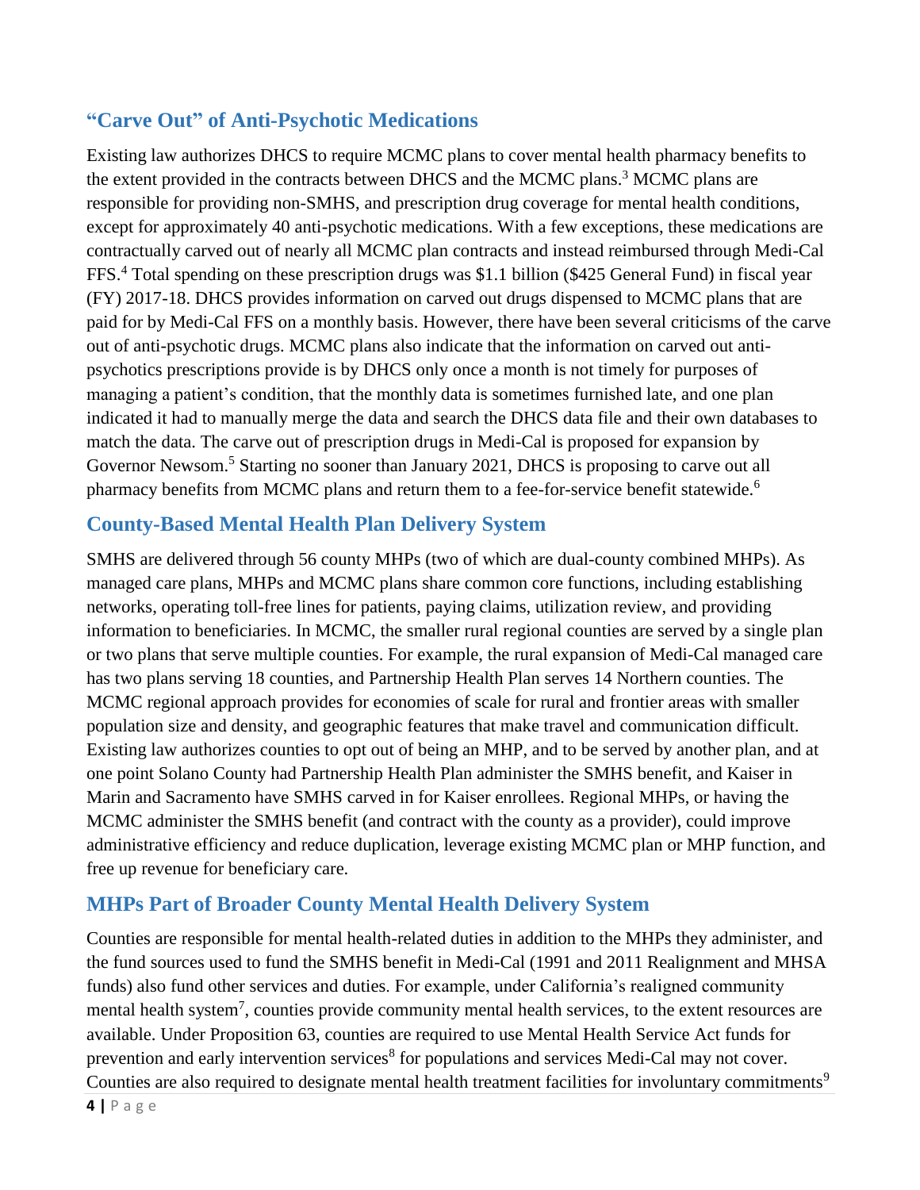## "Carve Out" of Anti-Psychotic Medications

Existing law authorizes DHCS to require MCMC plans to cover mental health pharmacy benefits to the extent provided in the contracts between DHCS and the MCMC plans.[3] MCMC plans are responsible for providing non-SMHS, and prescription drug coverage for mental health conditions, except for approximately 40 anti-psychotic medications. With a few exceptions, these medications are contractually carved out of nearly all MCMC plan contracts and instead reimbursed through Medi-Cal FFS.[4] Total spending on these prescription drugs was $1.1 billion ($425 General Fund) in fiscal year (FY) 2017-18. DHCS provides information on carved out drugs dispensed to MCMC plans that are paid for by Medi-Cal FFS on a monthly basis. However, there have been several criticisms of the carve out of anti-psychotic drugs. MCMC plans also indicate that the information on carved out anti-psychotics prescriptions provide is by DHCS only once a month is not timely for purposes of managing a patient's condition, that the monthly data is sometimes furnished late, and one plan indicated it had to manually merge the data and search the DHCS data file and their own databases to match the data. The carve out of prescription drugs in Medi-Cal is proposed for expansion by Governor Newsom.[5] Starting no sooner than January 2021, DHCS is proposing to carve out all pharmacy benefits from MCMC plans and return them to a fee-for-service benefit statewide.[6]

## County-Based Mental Health Plan Delivery System

SMHS are delivered through 56 county MHPs (two of which are dual-county combined MHPs). As managed care plans, MHPs and MCMC plans share common core functions, including establishing networks, operating toll-free lines for patients, paying claims, utilization review, and providing information to beneficiaries. In MCMC, the smaller rural regional counties are served by a single plan or two plans that serve multiple counties. For example, the rural expansion of Medi-Cal managed care has two plans serving 18 counties, and Partnership Health Plan serves 14 Northern counties. The MCMC regional approach provides for economies of scale for rural and frontier areas with smaller population size and density, and geographic features that make travel and communication difficult. Existing law authorizes counties to opt out of being an MHP, and to be served by another plan, and at one point Solano County had Partnership Health Plan administer the SMHS benefit, and Kaiser in Marin and Sacramento have SMHS carved in for Kaiser enrollees. Regional MHPs, or having the MCMC administer the SMHS benefit (and contract with the county as a provider), could improve administrative efficiency and reduce duplication, leverage existing MCMC plan or MHP function, and free up revenue for beneficiary care.

## MHPs Part of Broader County Mental Health Delivery System

Counties are responsible for mental health-related duties in addition to the MHPs they administer, and the fund sources used to fund the SMHS benefit in Medi-Cal (1991 and 2011 Realignment and MHSA funds) also fund other services and duties. For example, under California's realigned community mental health system[7], counties provide community mental health services, to the extent resources are available. Under Proposition 63, counties are required to use Mental Health Service Act funds for prevention and early intervention services[8] for populations and services Medi-Cal may not cover. Counties are also required to designate mental health treatment facilities for involuntary commitments[9]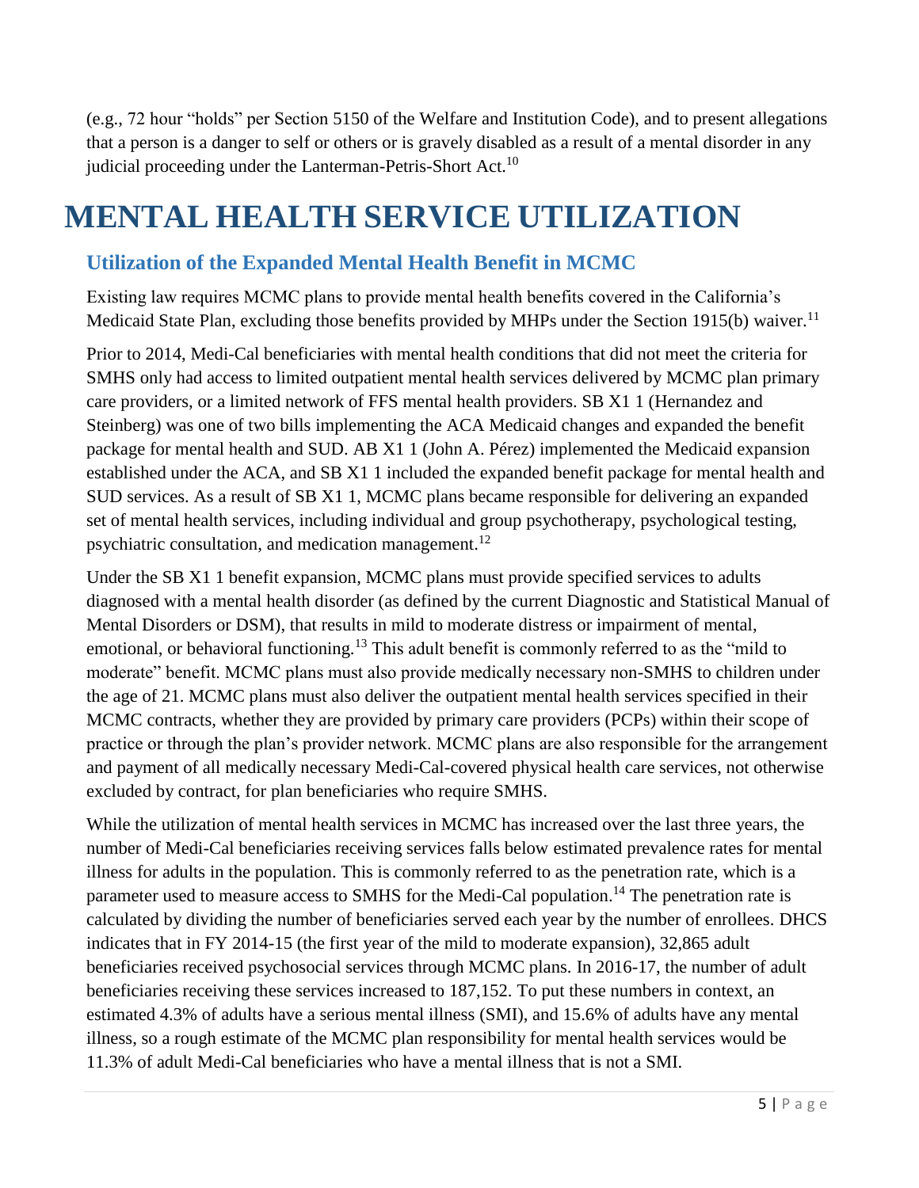(e.g., 72 hour "holds" per Section 5150 of the Welfare and Institution Code), and to present allegations that a person is a danger to self or others or is gravely disabled as a result of a mental disorder in any judicial proceeding under the Lanterman-Petris-Short Act.[10]

# MENTAL HEALTH SERVICE UTILIZATION

## Utilization of the Expanded Mental Health Benefit in MCMC

Existing law requires MCMC plans to provide mental health benefits covered in the California's Medicaid State Plan, excluding those benefits provided by MHPs under the Section 1915(b) waiver.[11]

Prior to 2014, Medi-Cal beneficiaries with mental health conditions that did not meet the criteria for SMHS only had access to limited outpatient mental health services delivered by MCMC plan primary care providers, or a limited network of FFS mental health providers. SB X1 1 (Hernandez and Steinberg) was one of two bills implementing the ACA Medicaid changes and expanded the benefit package for mental health and SUD. AB X1 1 (John A. Pérez) implemented the Medicaid expansion established under the ACA, and SB X1 1 included the expanded benefit package for mental health and SUD services. As a result of SB X1 1, MCMC plans became responsible for delivering an expanded set of mental health services, including individual and group psychotherapy, psychological testing, psychiatric consultation, and medication management.[12]

Under the SB X1 1 benefit expansion, MCMC plans must provide specified services to adults diagnosed with a mental health disorder (as defined by the current Diagnostic and Statistical Manual of Mental Disorders or DSM), that results in mild to moderate distress or impairment of mental, emotional, or behavioral functioning.[13] This adult benefit is commonly referred to as the "mild to moderate" benefit. MCMC plans must also provide medically necessary non-SMHS to children under the age of 21. MCMC plans must also deliver the outpatient mental health services specified in their MCMC contracts, whether they are provided by primary care providers (PCPs) within their scope of practice or through the plan's provider network. MCMC plans are also responsible for the arrangement and payment of all medically necessary Medi-Cal-covered physical health care services, not otherwise excluded by contract, for plan beneficiaries who require SMHS.

While the utilization of mental health services in MCMC has increased over the last three years, the number of Medi-Cal beneficiaries receiving services falls below estimated prevalence rates for mental illness for adults in the population. This is commonly referred to as the penetration rate, which is a parameter used to measure access to SMHS for the Medi-Cal population.[14] The penetration rate is calculated by dividing the number of beneficiaries served each year by the number of enrollees. DHCS indicates that in FY 2014-15 (the first year of the mild to moderate expansion), 32,865 adult beneficiaries received psychosocial services through MCMC plans. In 2016-17, the number of adult beneficiaries receiving these services increased to 187,152. To put these numbers in context, an estimated 4.3% of adults have a serious mental illness (SMI), and 15.6% of adults have any mental illness, so a rough estimate of the MCMC plan responsibility for mental health services would be 11.3% of adult Medi-Cal beneficiaries who have a mental illness that is not a SMI.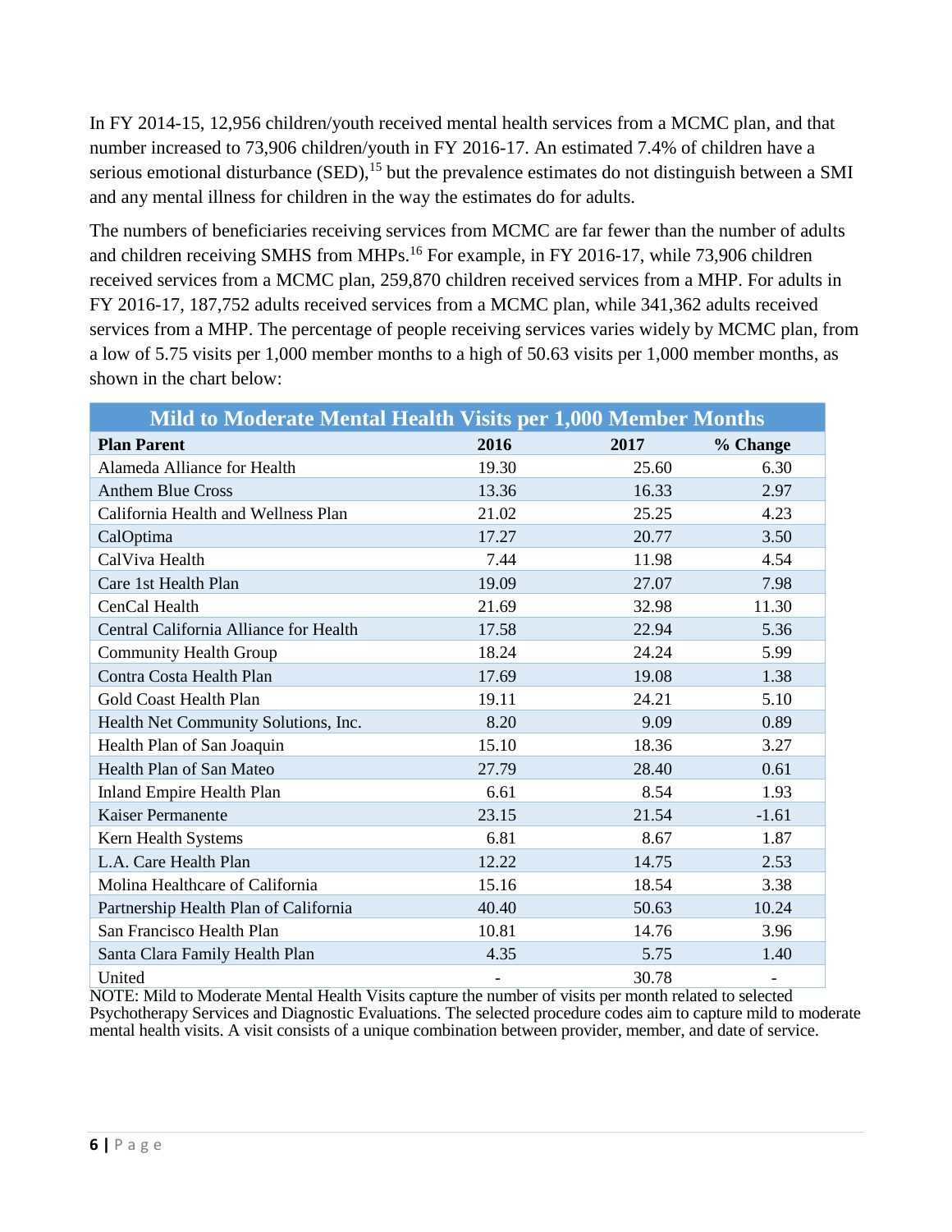In FY 2014-15, 12,956 children/youth received mental health services from a MCMC plan, and that number increased to 73,906 children/youth in FY 2016-17. An estimated 7.4% of children have a serious emotional disturbance (SED),[15] but the prevalence estimates do not distinguish between a SMI and any mental illness for children in the way the estimates do for adults.

The numbers of beneficiaries receiving services from MCMC are far fewer than the number of adults and children receiving SMHS from MHPs.[16] For example, in FY 2016-17, while 73,906 children received services from a MCMC plan, 259,870 children received services from a MHP. For adults in FY 2016-17, 187,752 adults received services from a MCMC plan, while 341,362 adults received services from a MHP. The percentage of people receiving services varies widely by MCMC plan, from a low of 5.75 visits per 1,000 member months to a high of 50.63 visits per 1,000 member months, as shown in the chart below:

| Mild to Moderate Mental Health Visits per 1,000 Member Months | | | |
|---|---|---|---|
| **Plan Parent** | **2016** | **2017** | **% Change** |
| Alameda Alliance for Health | 19.30 | 25.60 | 6.30 |
| Anthem Blue Cross | 13.36 | 16.33 | 2.97 |
| California Health and Wellness Plan | 21.02 | 25.25 | 4.23 |
| CalOptima | 17.27 | 20.77 | 3.50 |
| CalViva Health | 7.44 | 11.98 | 4.54 |
| Care 1st Health Plan | 19.09 | 27.07 | 7.98 |
| CenCal Health | 21.69 | 32.98 | 11.30 |
| Central California Alliance for Health | 17.58 | 22.94 | 5.36 |
| Community Health Group | 18.24 | 24.24 | 5.99 |
| Contra Costa Health Plan | 17.69 | 19.08 | 1.38 |
| Gold Coast Health Plan | 19.11 | 24.21 | 5.10 |
| Health Net Community Solutions, Inc. | 8.20 | 9.09 | 0.89 |
| Health Plan of San Joaquin | 15.10 | 18.36 | 3.27 |
| Health Plan of San Mateo | 27.79 | 28.40 | 0.61 |
| Inland Empire Health Plan | 6.61 | 8.54 | 1.93 |
| Kaiser Permanente | 23.15 | 21.54 | -1.61 |
| Kern Health Systems | 6.81 | 8.67 | 1.87 |
| L.A. Care Health Plan | 12.22 | 14.75 | 2.53 |
| Molina Healthcare of California | 15.16 | 18.54 | 3.38 |
| Partnership Health Plan of California | 40.40 | 50.63 | 10.24 |
| San Francisco Health Plan | 10.81 | 14.76 | 3.96 |
| Santa Clara Family Health Plan | 4.35 | 5.75 | 1.40 |
| United | - | 30.78 | - |

NOTE: Mild to Moderate Mental Health Visits capture the number of visits per month related to selected Psychotherapy Services and Diagnostic Evaluations. The selected procedure codes aim to capture mild to moderate mental health visits. A visit consists of a unique combination between provider, member, and date of service.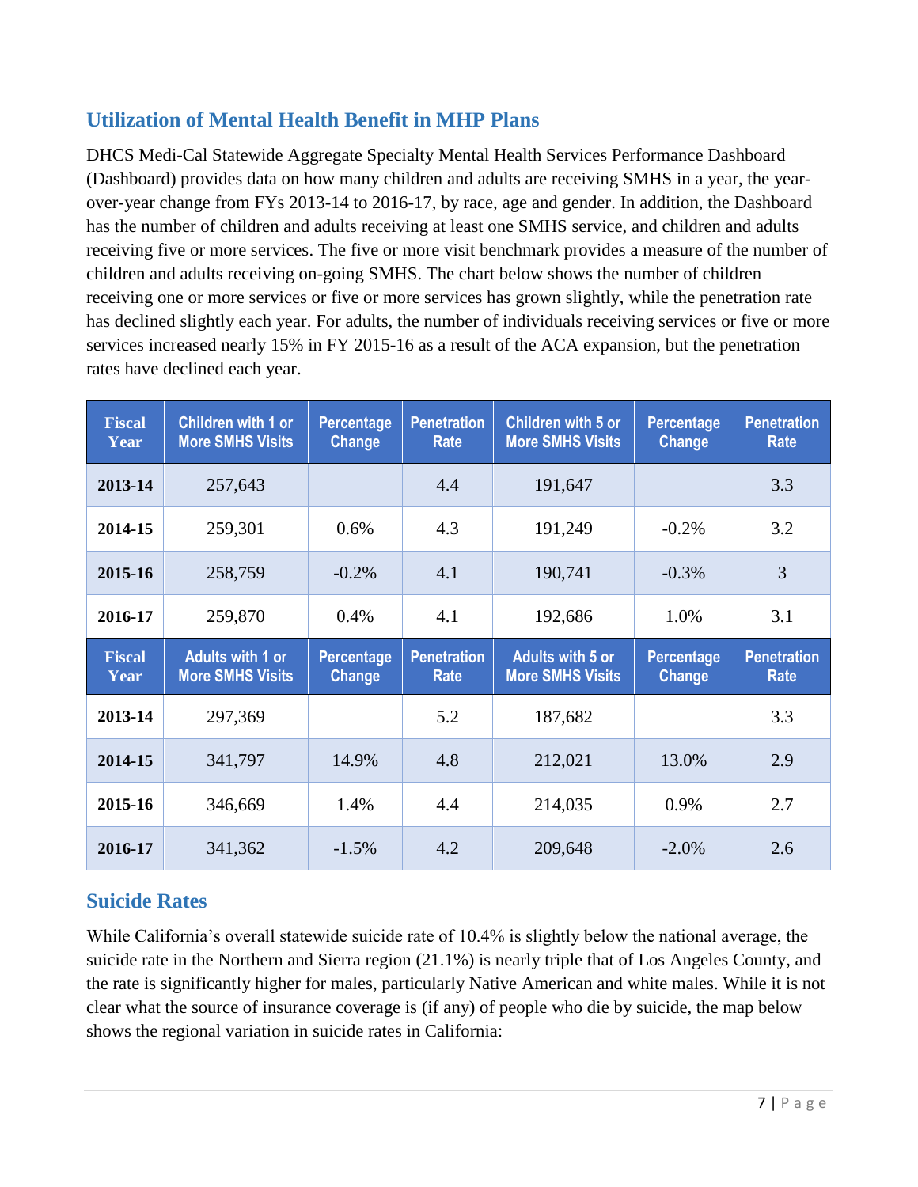## Utilization of Mental Health Benefit in MHP Plans

DHCS Medi-Cal Statewide Aggregate Specialty Mental Health Services Performance Dashboard (Dashboard) provides data on how many children and adults are receiving SMHS in a year, the year-over-year change from FYs 2013-14 to 2016-17, by race, age and gender. In addition, the Dashboard has the number of children and adults receiving at least one SMHS service, and children and adults receiving five or more services. The five or more visit benchmark provides a measure of the number of children and adults receiving on-going SMHS. The chart below shows the number of children receiving one or more services or five or more services has grown slightly, while the penetration rate has declined slightly each year. For adults, the number of individuals receiving services or five or more services increased nearly 15% in FY 2015-16 as a result of the ACA expansion, but the penetration rates have declined each year.

| Fiscal Year | Children with 1 or More SMHS Visits | Percentage Change | Penetration Rate | Children with 5 or More SMHS Visits | Percentage Change | Penetration Rate |
|---|---|---|---|---|---|---|
| **2013-14** | 257,643 | | 4.4 | 191,647 | | 3.3 |
| **2014-15** | 259,301 | 0.6% | 4.3 | 191,249 | -0.2% | 3.2 |
| **2015-16** | 258,759 | -0.2% | 4.1 | 190,741 | -0.3% | 3 |
| **2016-17** | 259,870 | 0.4% | 4.1 | 192,686 | 1.0% | 3.1 |
| **Fiscal Year** | **Adults with 1 or More SMHS Visits** | **Percentage Change** | **Penetration Rate** | **Adults with 5 or More SMHS Visits** | **Percentage Change** | **Penetration Rate** |
| **2013-14** | 297,369 | | 5.2 | 187,682 | | 3.3 |
| **2014-15** | 341,797 | 14.9% | 4.8 | 212,021 | 13.0% | 2.9 |
| **2015-16** | 346,669 | 1.4% | 4.4 | 214,035 | 0.9% | 2.7 |
| **2016-17** | 341,362 | -1.5% | 4.2 | 209,648 | -2.0% | 2.6 |

## Suicide Rates

While California's overall statewide suicide rate of 10.4% is slightly below the national average, the suicide rate in the Northern and Sierra region (21.1%) is nearly triple that of Los Angeles County, and the rate is significantly higher for males, particularly Native American and white males. While it is not clear what the source of insurance coverage is (if any) of people who die by suicide, the map below shows the regional variation in suicide rates in California: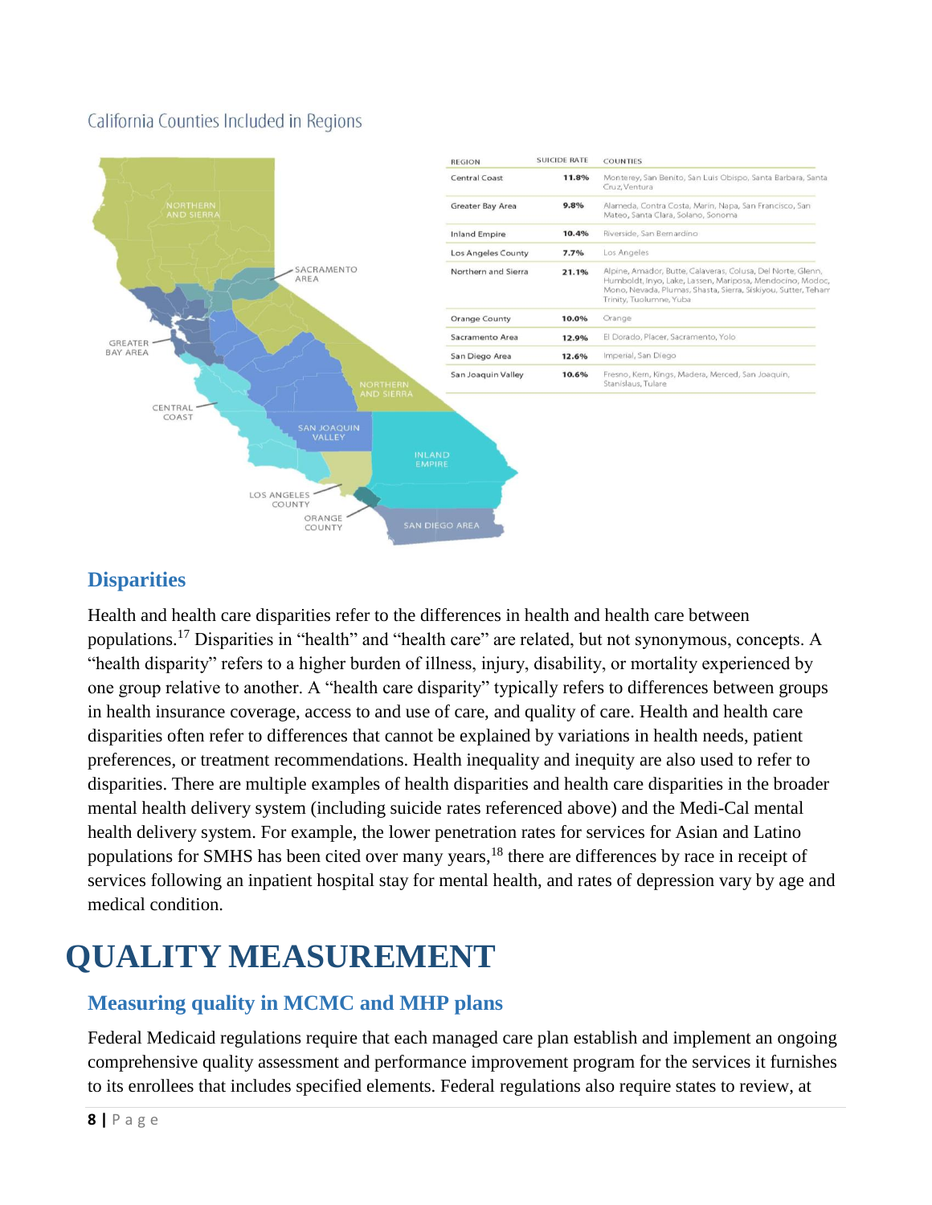California Counties Included in Regions

| REGION | SUICIDE RATE | COUNTIES |
| --- | --- | --- |
| Central Coast | 11.8% | Monterey, San Benito, San Luis Obispo, Santa Barbara, Santa Cruz, Ventura |
| Greater Bay Area | 9.8% | Alameda, Contra Costa, Marin, Napa, San Francisco, San Mateo, Santa Clara, Solano, Sonoma |
| Inland Empire | 10.4% | Riverside, San Bernardino |
| Los Angeles County | 7.7% | Los Angeles |
| Northern and Sierra | 21.1% | Alpine, Amador, Butte, Calaveras, Colusa, Del Norte, Glenn, Humboldt, Inyo, Lake, Lassen, Mariposa, Mendocino, Modoc, Mono, Nevada, Plumas, Shasta, Sierra, Siskiyou, Sutter, Tehama, Trinity, Tuolumne, Yuba |
| Orange County | 10.0% | Orange |
| Sacramento Area | 12.9% | El Dorado, Placer, Sacramento, Yolo |
| San Diego Area | 12.6% | Imperial, San Diego |
| San Joaquin Valley | 10.6% | Fresno, Kern, Kings, Madera, Merced, San Joaquin, Stanislaus, Tulare |

## Disparities

Health and health care disparities refer to the differences in health and health care between populations.[17] Disparities in "health" and "health care" are related, but not synonymous, concepts. A "health disparity" refers to a higher burden of illness, injury, disability, or mortality experienced by one group relative to another. A "health care disparity" typically refers to differences between groups in health insurance coverage, access to and use of care, and quality of care. Health and health care disparities often refer to differences that cannot be explained by variations in health needs, patient preferences, or treatment recommendations. Health inequality and inequity are also used to refer to disparities. There are multiple examples of health disparities and health care disparities in the broader mental health delivery system (including suicide rates referenced above) and the Medi-Cal mental health delivery system. For example, the lower penetration rates for services for Asian and Latino populations for SMHS has been cited over many years,[18] there are differences by race in receipt of services following an inpatient hospital stay for mental health, and rates of depression vary by age and medical condition.

# QUALITY MEASUREMENT

## Measuring quality in MCMC and MHP plans

Federal Medicaid regulations require that each managed care plan establish and implement an ongoing comprehensive quality assessment and performance improvement program for the services it furnishes to its enrollees that includes specified elements. Federal regulations also require states to review, at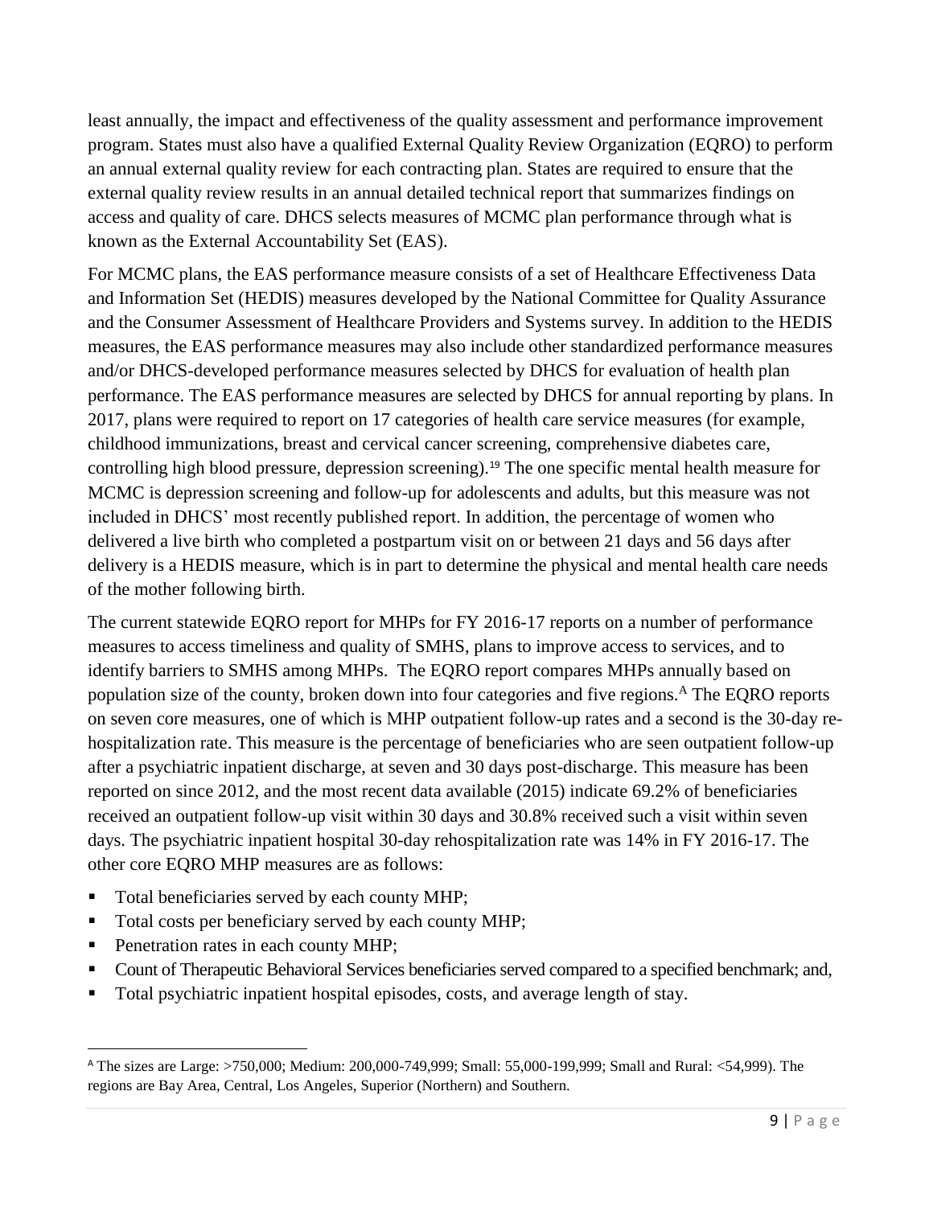least annually, the impact and effectiveness of the quality assessment and performance improvement program. States must also have a qualified External Quality Review Organization (EQRO) to perform an annual external quality review for each contracting plan. States are required to ensure that the external quality review results in an annual detailed technical report that summarizes findings on access and quality of care. DHCS selects measures of MCMC plan performance through what is known as the External Accountability Set (EAS).

For MCMC plans, the EAS performance measure consists of a set of Healthcare Effectiveness Data and Information Set (HEDIS) measures developed by the National Committee for Quality Assurance and the Consumer Assessment of Healthcare Providers and Systems survey. In addition to the HEDIS measures, the EAS performance measures may also include other standardized performance measures and/or DHCS-developed performance measures selected by DHCS for evaluation of health plan performance. The EAS performance measures are selected by DHCS for annual reporting by plans. In 2017, plans were required to report on 17 categories of health care service measures (for example, childhood immunizations, breast and cervical cancer screening, comprehensive diabetes care, controlling high blood pressure, depression screening).[19] The one specific mental health measure for MCMC is depression screening and follow-up for adolescents and adults, but this measure was not included in DHCS' most recently published report. In addition, the percentage of women who delivered a live birth who completed a postpartum visit on or between 21 days and 56 days after delivery is a HEDIS measure, which is in part to determine the physical and mental health care needs of the mother following birth.

The current statewide EQRO report for MHPs for FY 2016-17 reports on a number of performance measures to access timeliness and quality of SMHS, plans to improve access to services, and to identify barriers to SMHS among MHPs. The EQRO report compares MHPs annually based on population size of the county, broken down into four categories and five regions.[A] The EQRO reports on seven core measures, one of which is MHP outpatient follow-up rates and a second is the 30-day re-hospitalization rate. This measure is the percentage of beneficiaries who are seen outpatient follow-up after a psychiatric inpatient discharge, at seven and 30 days post-discharge. This measure has been reported on since 2012, and the most recent data available (2015) indicate 69.2% of beneficiaries received an outpatient follow-up visit within 30 days and 30.8% received such a visit within seven days. The psychiatric inpatient hospital 30-day rehospitalization rate was 14% in FY 2016-17. The other core EQRO MHP measures are as follows:

- Total beneficiaries served by each county MHP;
- Total costs per beneficiary served by each county MHP;
- Penetration rates in each county MHP;
- Count of Therapeutic Behavioral Services beneficiaries served compared to a specified benchmark; and,
- Total psychiatric inpatient hospital episodes, costs, and average length of stay.

---

[A] The sizes are Large: >750,000; Medium: 200,000-749,999; Small: 55,000-199,999; Small and Rural: <54,999). The regions are Bay Area, Central, Los Angeles, Superior (Northern) and Southern.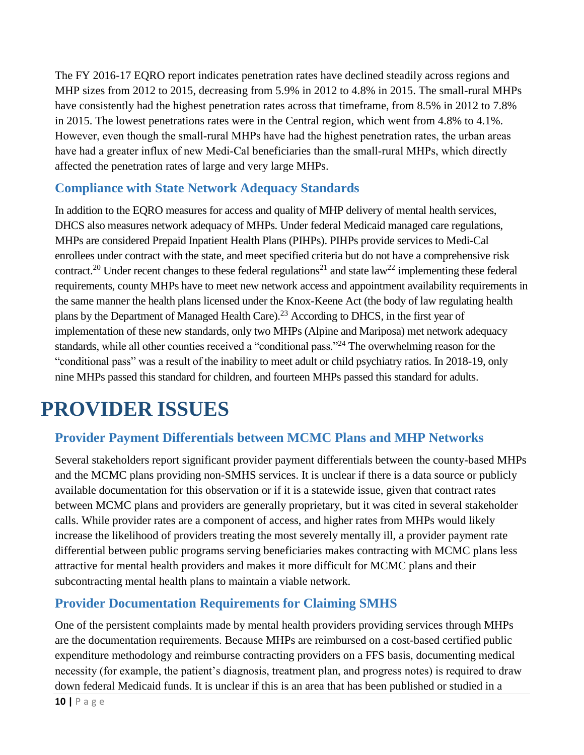The FY 2016-17 EQRO report indicates penetration rates have declined steadily across regions and MHP sizes from 2012 to 2015, decreasing from 5.9% in 2012 to 4.8% in 2015. The small-rural MHPs have consistently had the highest penetration rates across that timeframe, from 8.5% in 2012 to 7.8% in 2015. The lowest penetrations rates were in the Central region, which went from 4.8% to 4.1%. However, even though the small-rural MHPs have had the highest penetration rates, the urban areas have had a greater influx of new Medi-Cal beneficiaries than the small-rural MHPs, which directly affected the penetration rates of large and very large MHPs.

## Compliance with State Network Adequacy Standards

In addition to the EQRO measures for access and quality of MHP delivery of mental health services, DHCS also measures network adequacy of MHPs. Under federal Medicaid managed care regulations, MHPs are considered Prepaid Inpatient Health Plans (PIHPs). PIHPs provide services to Medi-Cal enrollees under contract with the state, and meet specified criteria but do not have a comprehensive risk contract.[20] Under recent changes to these federal regulations[21] and state law[22] implementing these federal requirements, county MHPs have to meet new network access and appointment availability requirements in the same manner the health plans licensed under the Knox-Keene Act (the body of law regulating health plans by the Department of Managed Health Care).[23] According to DHCS, in the first year of implementation of these new standards, only two MHPs (Alpine and Mariposa) met network adequacy standards, while all other counties received a "conditional pass."[24] The overwhelming reason for the "conditional pass" was a result of the inability to meet adult or child psychiatry ratios. In 2018-19, only nine MHPs passed this standard for children, and fourteen MHPs passed this standard for adults.

# PROVIDER ISSUES

## Provider Payment Differentials between MCMC Plans and MHP Networks

Several stakeholders report significant provider payment differentials between the county-based MHPs and the MCMC plans providing non-SMHS services. It is unclear if there is a data source or publicly available documentation for this observation or if it is a statewide issue, given that contract rates between MCMC plans and providers are generally proprietary, but it was cited in several stakeholder calls. While provider rates are a component of access, and higher rates from MHPs would likely increase the likelihood of providers treating the most severely mentally ill, a provider payment rate differential between public programs serving beneficiaries makes contracting with MCMC plans less attractive for mental health providers and makes it more difficult for MCMC plans and their subcontracting mental health plans to maintain a viable network.

## Provider Documentation Requirements for Claiming SMHS

One of the persistent complaints made by mental health providers providing services through MHPs are the documentation requirements. Because MHPs are reimbursed on a cost-based certified public expenditure methodology and reimburse contracting providers on a FFS basis, documenting medical necessity (for example, the patient's diagnosis, treatment plan, and progress notes) is required to draw down federal Medicaid funds. It is unclear if this is an area that has been published or studied in a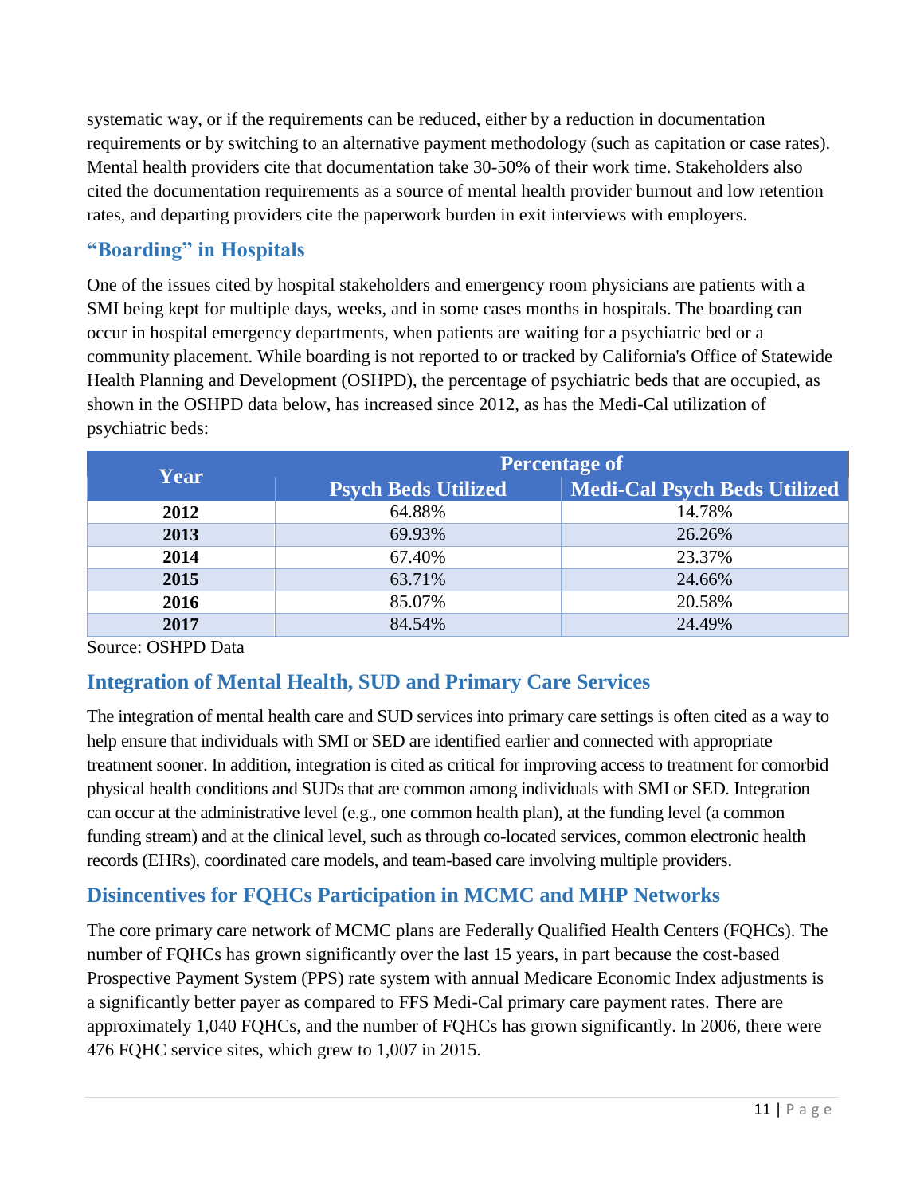systematic way, or if the requirements can be reduced, either by a reduction in documentation requirements or by switching to an alternative payment methodology (such as capitation or case rates). Mental health providers cite that documentation take 30-50% of their work time. Stakeholders also cited the documentation requirements as a source of mental health provider burnout and low retention rates, and departing providers cite the paperwork burden in exit interviews with employers.

## "Boarding" in Hospitals

One of the issues cited by hospital stakeholders and emergency room physicians are patients with a SMI being kept for multiple days, weeks, and in some cases months in hospitals. The boarding can occur in hospital emergency departments, when patients are waiting for a psychiatric bed or a community placement. While boarding is not reported to or tracked by California's Office of Statewide Health Planning and Development (OSHPD), the percentage of psychiatric beds that are occupied, as shown in the OSHPD data below, has increased since 2012, as has the Medi-Cal utilization of psychiatric beds:

| Year | Percentage of | |
|---|---|---|
| | Psych Beds Utilized | Medi-Cal Psych Beds Utilized |
| 2012 | 64.88% | 14.78% |
| 2013 | 69.93% | 26.26% |
| 2014 | 67.40% | 23.37% |
| 2015 | 63.71% | 24.66% |
| 2016 | 85.07% | 20.58% |
| 2017 | 84.54% | 24.49% |

Source: OSHPD Data

## Integration of Mental Health, SUD and Primary Care Services

The integration of mental health care and SUD services into primary care settings is often cited as a way to help ensure that individuals with SMI or SED are identified earlier and connected with appropriate treatment sooner. In addition, integration is cited as critical for improving access to treatment for comorbid physical health conditions and SUDs that are common among individuals with SMI or SED. Integration can occur at the administrative level (e.g., one common health plan), at the funding level (a common funding stream) and at the clinical level, such as through co-located services, common electronic health records (EHRs), coordinated care models, and team-based care involving multiple providers.

## Disincentives for FQHCs Participation in MCMC and MHP Networks

The core primary care network of MCMC plans are Federally Qualified Health Centers (FQHCs). The number of FQHCs has grown significantly over the last 15 years, in part because the cost-based Prospective Payment System (PPS) rate system with annual Medicare Economic Index adjustments is a significantly better payer as compared to FFS Medi-Cal primary care payment rates. There are approximately 1,040 FQHCs, and the number of FQHCs has grown significantly. In 2006, there were 476 FQHC service sites, which grew to 1,007 in 2015.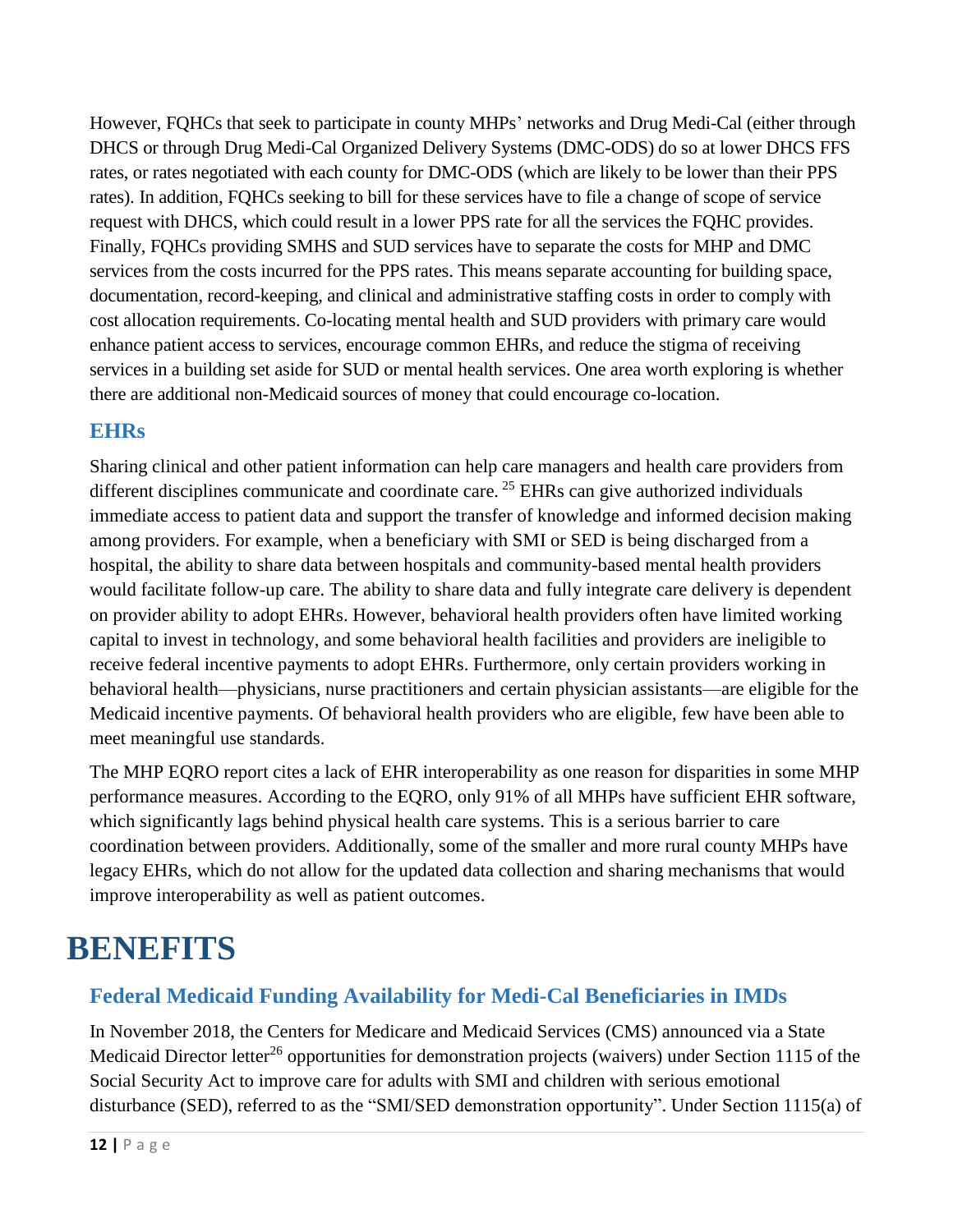However, FQHCs that seek to participate in county MHPs' networks and Drug Medi-Cal (either through DHCS or through Drug Medi-Cal Organized Delivery Systems (DMC-ODS) do so at lower DHCS FFS rates, or rates negotiated with each county for DMC-ODS (which are likely to be lower than their PPS rates). In addition, FQHCs seeking to bill for these services have to file a change of scope of service request with DHCS, which could result in a lower PPS rate for all the services the FQHC provides. Finally, FQHCs providing SMHS and SUD services have to separate the costs for MHP and DMC services from the costs incurred for the PPS rates. This means separate accounting for building space, documentation, record-keeping, and clinical and administrative staffing costs in order to comply with cost allocation requirements. Co-locating mental health and SUD providers with primary care would enhance patient access to services, encourage common EHRs, and reduce the stigma of receiving services in a building set aside for SUD or mental health services. One area worth exploring is whether there are additional non-Medicaid sources of money that could encourage co-location.

## EHRs

Sharing clinical and other patient information can help care managers and health care providers from different disciplines communicate and coordinate care. [25] EHRs can give authorized individuals immediate access to patient data and support the transfer of knowledge and informed decision making among providers. For example, when a beneficiary with SMI or SED is being discharged from a hospital, the ability to share data between hospitals and community-based mental health providers would facilitate follow-up care. The ability to share data and fully integrate care delivery is dependent on provider ability to adopt EHRs. However, behavioral health providers often have limited working capital to invest in technology, and some behavioral health facilities and providers are ineligible to receive federal incentive payments to adopt EHRs. Furthermore, only certain providers working in behavioral health—physicians, nurse practitioners and certain physician assistants—are eligible for the Medicaid incentive payments. Of behavioral health providers who are eligible, few have been able to meet meaningful use standards.

The MHP EQRO report cites a lack of EHR interoperability as one reason for disparities in some MHP performance measures. According to the EQRO, only 91% of all MHPs have sufficient EHR software, which significantly lags behind physical health care systems. This is a serious barrier to care coordination between providers. Additionally, some of the smaller and more rural county MHPs have legacy EHRs, which do not allow for the updated data collection and sharing mechanisms that would improve interoperability as well as patient outcomes.

# BENEFITS

## Federal Medicaid Funding Availability for Medi-Cal Beneficiaries in IMDs

In November 2018, the Centers for Medicare and Medicaid Services (CMS) announced via a State Medicaid Director letter[26] opportunities for demonstration projects (waivers) under Section 1115 of the Social Security Act to improve care for adults with SMI and children with serious emotional disturbance (SED), referred to as the "SMI/SED demonstration opportunity". Under Section 1115(a) of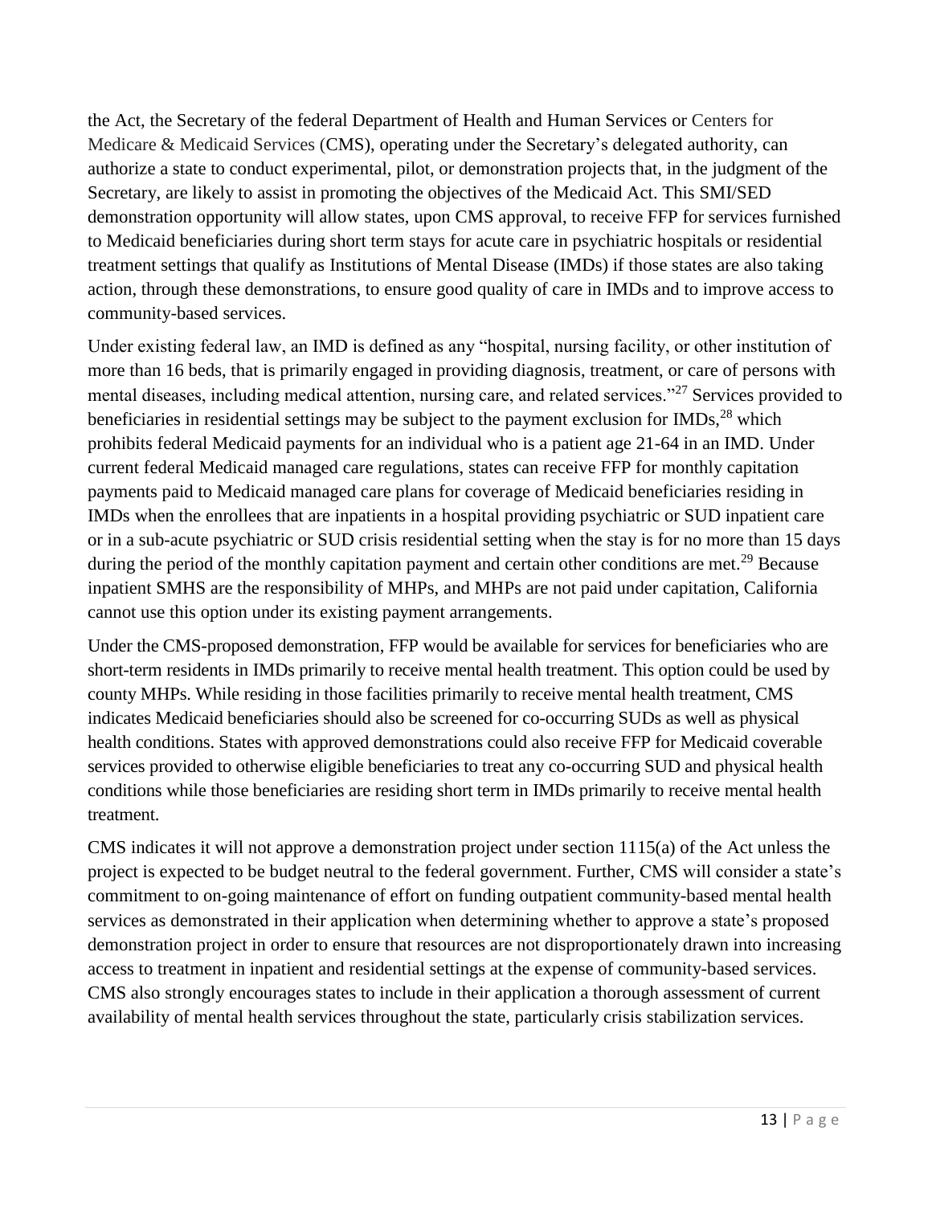the Act, the Secretary of the federal Department of Health and Human Services or Centers for Medicare & Medicaid Services (CMS), operating under the Secretary's delegated authority, can authorize a state to conduct experimental, pilot, or demonstration projects that, in the judgment of the Secretary, are likely to assist in promoting the objectives of the Medicaid Act. This SMI/SED demonstration opportunity will allow states, upon CMS approval, to receive FFP for services furnished to Medicaid beneficiaries during short term stays for acute care in psychiatric hospitals or residential treatment settings that qualify as Institutions of Mental Disease (IMDs) if those states are also taking action, through these demonstrations, to ensure good quality of care in IMDs and to improve access to community-based services.

Under existing federal law, an IMD is defined as any "hospital, nursing facility, or other institution of more than 16 beds, that is primarily engaged in providing diagnosis, treatment, or care of persons with mental diseases, including medical attention, nursing care, and related services."[27] Services provided to beneficiaries in residential settings may be subject to the payment exclusion for IMDs,[28] which prohibits federal Medicaid payments for an individual who is a patient age 21-64 in an IMD. Under current federal Medicaid managed care regulations, states can receive FFP for monthly capitation payments paid to Medicaid managed care plans for coverage of Medicaid beneficiaries residing in IMDs when the enrollees that are inpatients in a hospital providing psychiatric or SUD inpatient care or in a sub-acute psychiatric or SUD crisis residential setting when the stay is for no more than 15 days during the period of the monthly capitation payment and certain other conditions are met.[29] Because inpatient SMHS are the responsibility of MHPs, and MHPs are not paid under capitation, California cannot use this option under its existing payment arrangements.

Under the CMS-proposed demonstration, FFP would be available for services for beneficiaries who are short-term residents in IMDs primarily to receive mental health treatment. This option could be used by county MHPs. While residing in those facilities primarily to receive mental health treatment, CMS indicates Medicaid beneficiaries should also be screened for co-occurring SUDs as well as physical health conditions. States with approved demonstrations could also receive FFP for Medicaid coverable services provided to otherwise eligible beneficiaries to treat any co-occurring SUD and physical health conditions while those beneficiaries are residing short term in IMDs primarily to receive mental health treatment.

CMS indicates it will not approve a demonstration project under section 1115(a) of the Act unless the project is expected to be budget neutral to the federal government. Further, CMS will consider a state's commitment to on-going maintenance of effort on funding outpatient community-based mental health services as demonstrated in their application when determining whether to approve a state's proposed demonstration project in order to ensure that resources are not disproportionately drawn into increasing access to treatment in inpatient and residential settings at the expense of community-based services. CMS also strongly encourages states to include in their application a thorough assessment of current availability of mental health services throughout the state, particularly crisis stabilization services.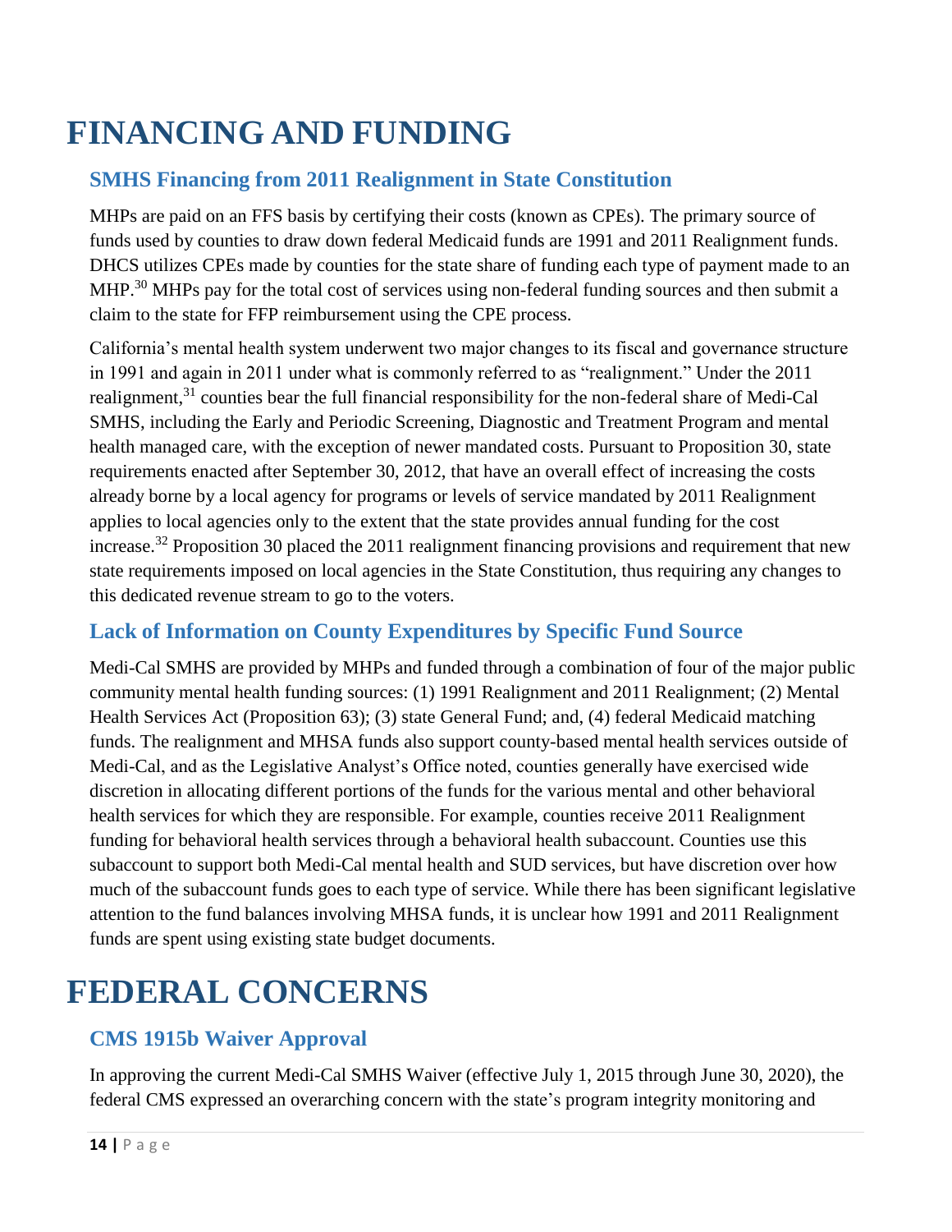# FINANCING AND FUNDING

## SMHS Financing from 2011 Realignment in State Constitution

MHPs are paid on an FFS basis by certifying their costs (known as CPEs). The primary source of funds used by counties to draw down federal Medicaid funds are 1991 and 2011 Realignment funds. DHCS utilizes CPEs made by counties for the state share of funding each type of payment made to an MHP.[30] MHPs pay for the total cost of services using non-federal funding sources and then submit a claim to the state for FFP reimbursement using the CPE process.

California's mental health system underwent two major changes to its fiscal and governance structure in 1991 and again in 2011 under what is commonly referred to as "realignment." Under the 2011 realignment,[31] counties bear the full financial responsibility for the non-federal share of Medi-Cal SMHS, including the Early and Periodic Screening, Diagnostic and Treatment Program and mental health managed care, with the exception of newer mandated costs. Pursuant to Proposition 30, state requirements enacted after September 30, 2012, that have an overall effect of increasing the costs already borne by a local agency for programs or levels of service mandated by 2011 Realignment applies to local agencies only to the extent that the state provides annual funding for the cost increase.[32] Proposition 30 placed the 2011 realignment financing provisions and requirement that new state requirements imposed on local agencies in the State Constitution, thus requiring any changes to this dedicated revenue stream to go to the voters.

## Lack of Information on County Expenditures by Specific Fund Source

Medi-Cal SMHS are provided by MHPs and funded through a combination of four of the major public community mental health funding sources: (1) 1991 Realignment and 2011 Realignment; (2) Mental Health Services Act (Proposition 63); (3) state General Fund; and, (4) federal Medicaid matching funds. The realignment and MHSA funds also support county-based mental health services outside of Medi-Cal, and as the Legislative Analyst's Office noted, counties generally have exercised wide discretion in allocating different portions of the funds for the various mental and other behavioral health services for which they are responsible. For example, counties receive 2011 Realignment funding for behavioral health services through a behavioral health subaccount. Counties use this subaccount to support both Medi-Cal mental health and SUD services, but have discretion over how much of the subaccount funds goes to each type of service. While there has been significant legislative attention to the fund balances involving MHSA funds, it is unclear how 1991 and 2011 Realignment funds are spent using existing state budget documents.

# FEDERAL CONCERNS

## CMS 1915b Waiver Approval

In approving the current Medi-Cal SMHS Waiver (effective July 1, 2015 through June 30, 2020), the federal CMS expressed an overarching concern with the state's program integrity monitoring and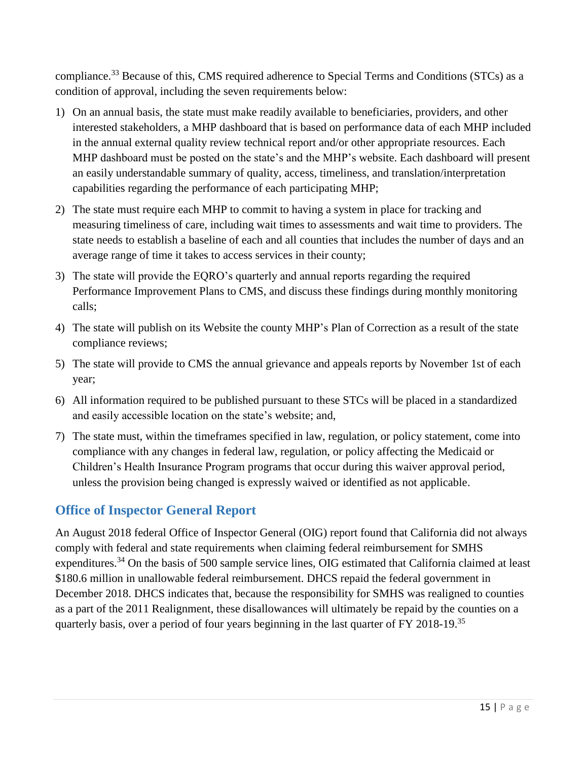compliance.[33] Because of this, CMS required adherence to Special Terms and Conditions (STCs) as a condition of approval, including the seven requirements below:

1) On an annual basis, the state must make readily available to beneficiaries, providers, and other interested stakeholders, a MHP dashboard that is based on performance data of each MHP included in the annual external quality review technical report and/or other appropriate resources. Each MHP dashboard must be posted on the state's and the MHP's website. Each dashboard will present an easily understandable summary of quality, access, timeliness, and translation/interpretation capabilities regarding the performance of each participating MHP;
2) The state must require each MHP to commit to having a system in place for tracking and measuring timeliness of care, including wait times to assessments and wait time to providers. The state needs to establish a baseline of each and all counties that includes the number of days and an average range of time it takes to access services in their county;
3) The state will provide the EQRO's quarterly and annual reports regarding the required Performance Improvement Plans to CMS, and discuss these findings during monthly monitoring calls;
4) The state will publish on its Website the county MHP's Plan of Correction as a result of the state compliance reviews;
5) The state will provide to CMS the annual grievance and appeals reports by November 1st of each year;
6) All information required to be published pursuant to these STCs will be placed in a standardized and easily accessible location on the state's website; and,
7) The state must, within the timeframes specified in law, regulation, or policy statement, come into compliance with any changes in federal law, regulation, or policy affecting the Medicaid or Children's Health Insurance Program programs that occur during this waiver approval period, unless the provision being changed is expressly waived or identified as not applicable.

## Office of Inspector General Report

An August 2018 federal Office of Inspector General (OIG) report found that California did not always comply with federal and state requirements when claiming federal reimbursement for SMHS expenditures.[34] On the basis of 500 sample service lines, OIG estimated that California claimed at least $180.6 million in unallowable federal reimbursement. DHCS repaid the federal government in December 2018. DHCS indicates that, because the responsibility for SMHS was realigned to counties as a part of the 2011 Realignment, these disallowances will ultimately be repaid by the counties on a quarterly basis, over a period of four years beginning in the last quarter of FY 2018-19.[35]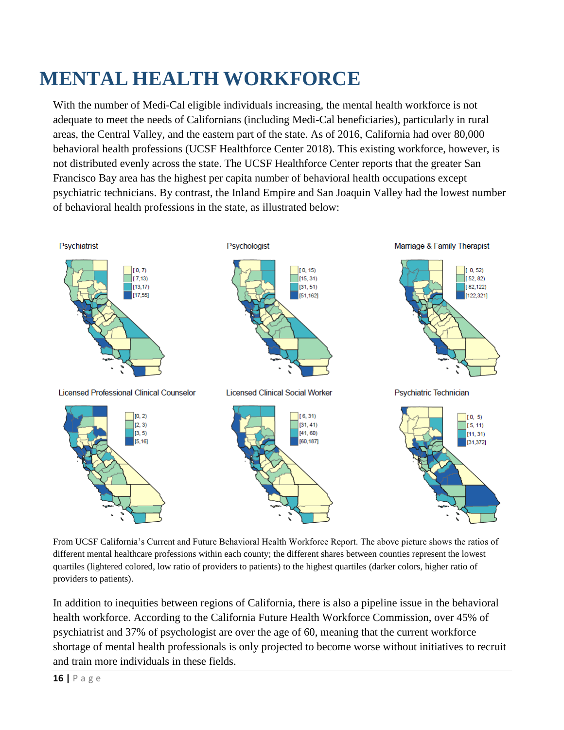# MENTAL HEALTH WORKFORCE

With the number of Medi-Cal eligible individuals increasing, the mental health workforce is not adequate to meet the needs of Californians (including Medi-Cal beneficiaries), particularly in rural areas, the Central Valley, and the eastern part of the state. As of 2016, California had over 80,000 behavioral health professions (UCSF Healthforce Center 2018). This existing workforce, however, is not distributed evenly across the state. The UCSF Healthforce Center reports that the greater San Francisco Bay area has the highest per capita number of behavioral health occupations except psychiatric technicians. By contrast, the Inland Empire and San Joaquin Valley had the lowest number of behavioral health professions in the state, as illustrated below:

From UCSF California's Current and Future Behavioral Health Workforce Report. The above picture shows the ratios of different mental healthcare professions within each county; the different shares between counties represent the lowest quartiles (lightered colored, low ratio of providers to patients) to the highest quartiles (darker colors, higher ratio of providers to patients).

In addition to inequities between regions of California, there is also a pipeline issue in the behavioral health workforce. According to the California Future Health Workforce Commission, over 45% of psychiatrist and 37% of psychologist are over the age of 60, meaning that the current workforce shortage of mental health professionals is only projected to become worse without initiatives to recruit and train more individuals in these fields.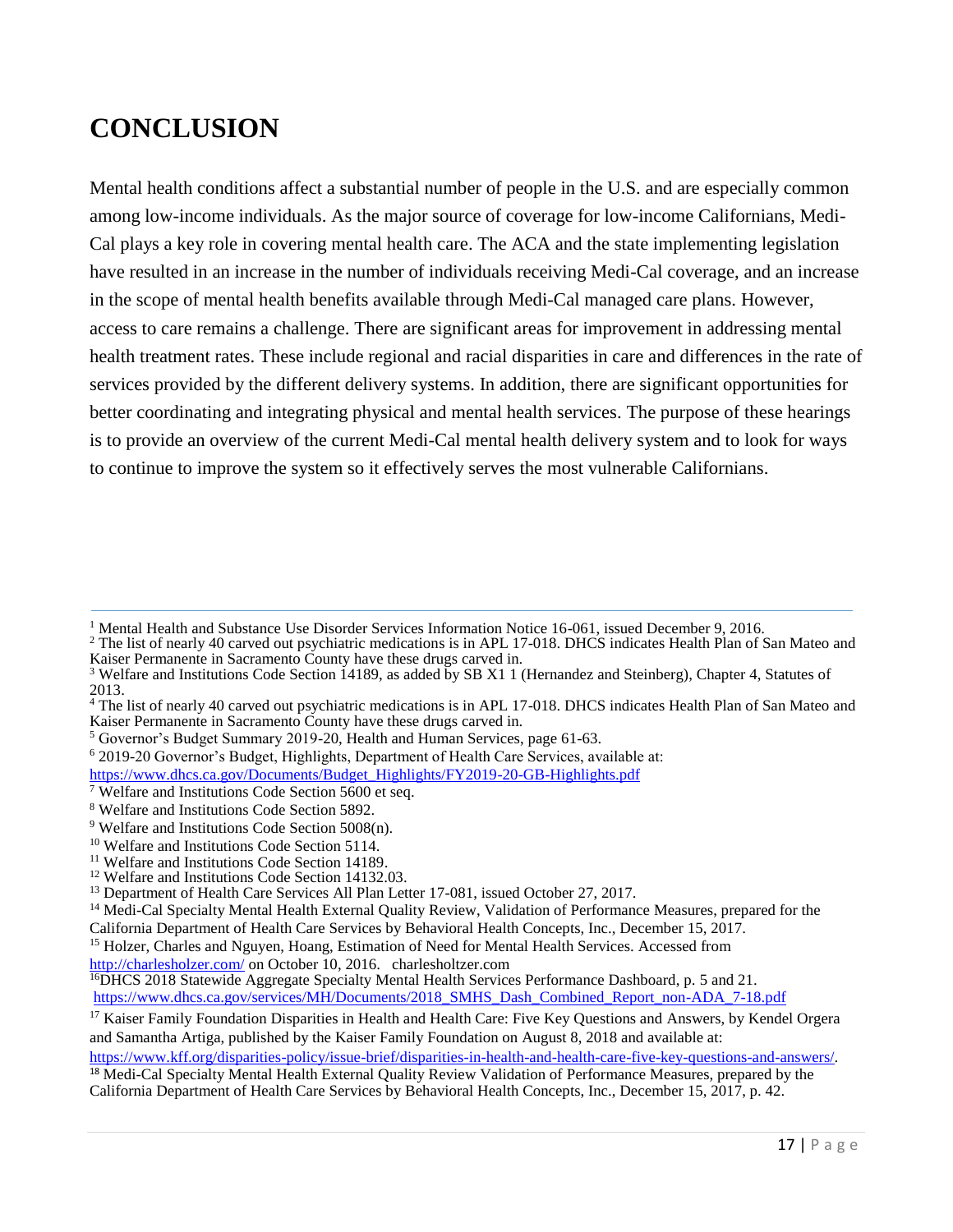# CONCLUSION

Mental health conditions affect a substantial number of people in the U.S. and are especially common among low-income individuals. As the major source of coverage for low-income Californians, Medi-Cal plays a key role in covering mental health care. The ACA and the state implementing legislation have resulted in an increase in the number of individuals receiving Medi-Cal coverage, and an increase in the scope of mental health benefits available through Medi-Cal managed care plans. However, access to care remains a challenge. There are significant areas for improvement in addressing mental health treatment rates. These include regional and racial disparities in care and differences in the rate of services provided by the different delivery systems. In addition, there are significant opportunities for better coordinating and integrating physical and mental health services. The purpose of these hearings is to provide an overview of the current Medi-Cal mental health delivery system and to look for ways to continue to improve the system so it effectively serves the most vulnerable Californians.

---

[1] Mental Health and Substance Use Disorder Services Information Notice 16-061, issued December 9, 2016.

[2] The list of nearly 40 carved out psychiatric medications is in APL 17-018. DHCS indicates Health Plan of San Mateo and Kaiser Permanente in Sacramento County have these drugs carved in.

[3] Welfare and Institutions Code Section 14189, as added by SB X1 1 (Hernandez and Steinberg), Chapter 4, Statutes of 2013.

[4] The list of nearly 40 carved out psychiatric medications is in APL 17-018. DHCS indicates Health Plan of San Mateo and Kaiser Permanente in Sacramento County have these drugs carved in.

[5] Governor's Budget Summary 2019-20, Health and Human Services, page 61-63.

[6] 2019-20 Governor's Budget, Highlights, Department of Health Care Services, available at: https://www.dhcs.ca.gov/Documents/Budget_Highlights/FY2019-20-GB-Highlights.pdf

[7] Welfare and Institutions Code Section 5600 et seq.

[8] Welfare and Institutions Code Section 5892.

[9] Welfare and Institutions Code Section 5008(n).

[10] Welfare and Institutions Code Section 5114.

[11] Welfare and Institutions Code Section 14189.

[12] Welfare and Institutions Code Section 14132.03.

[13] Department of Health Care Services All Plan Letter 17-081, issued October 27, 2017.

[14] Medi-Cal Specialty Mental Health External Quality Review, Validation of Performance Measures, prepared for the California Department of Health Care Services by Behavioral Health Concepts, Inc., December 15, 2017.

[15] Holzer, Charles and Nguyen, Hoang, Estimation of Need for Mental Health Services. Accessed from http://charlesholzer.com/ on October 10, 2016. charlesholtzer.com

[16] DHCS 2018 Statewide Aggregate Specialty Mental Health Services Performance Dashboard, p. 5 and 21. https://www.dhcs.ca.gov/services/MH/Documents/2018_SMHS_Dash_Combined_Report_non-ADA_7-18.pdf

[17] Kaiser Family Foundation Disparities in Health and Health Care: Five Key Questions and Answers, by Kendel Orgera and Samantha Artiga, published by the Kaiser Family Foundation on August 8, 2018 and available at: https://www.kff.org/disparities-policy/issue-brief/disparities-in-health-and-health-care-five-key-questions-and-answers/.

[18] Medi-Cal Specialty Mental Health External Quality Review Validation of Performance Measures, prepared by the California Department of Health Care Services by Behavioral Health Concepts, Inc., December 15, 2017, p. 42.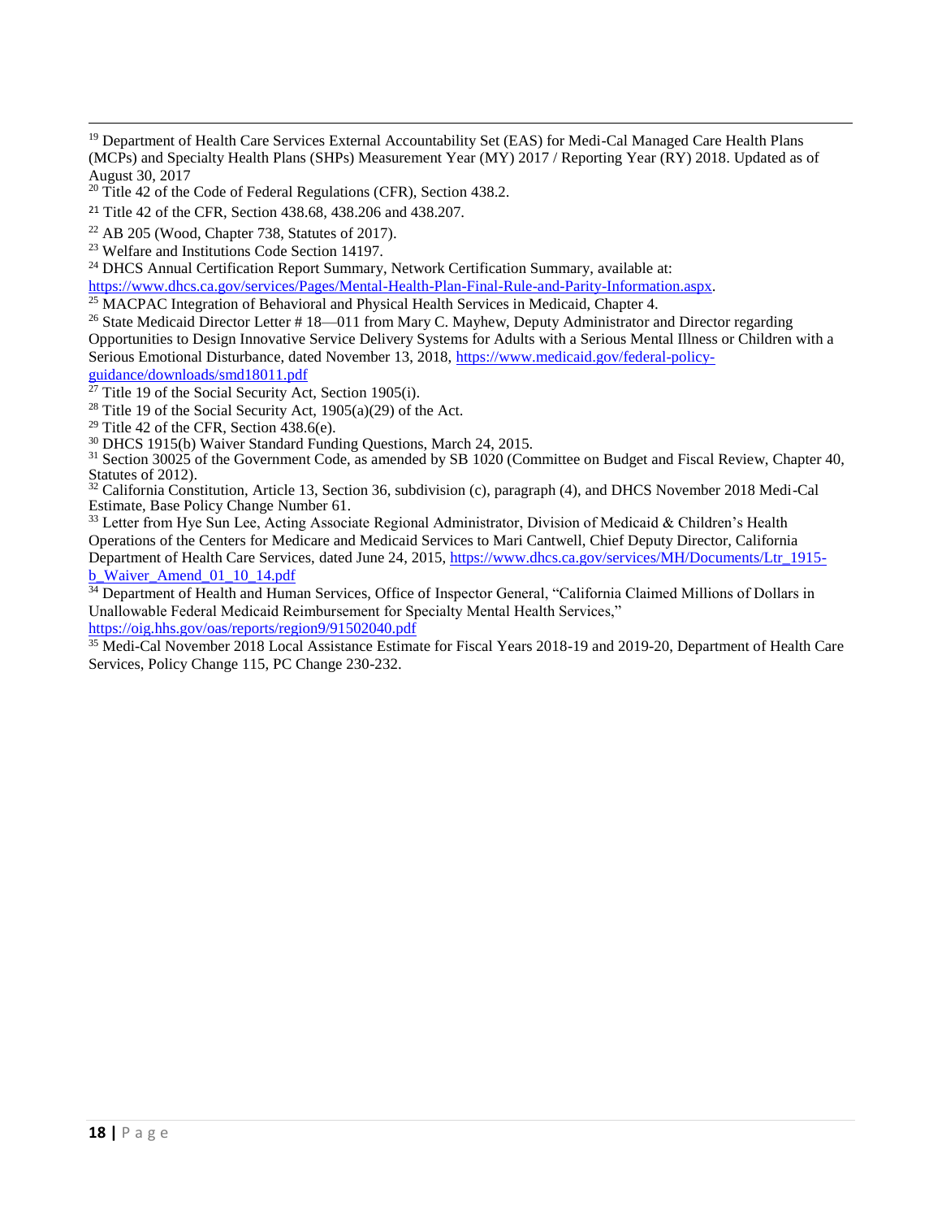[19] Department of Health Care Services External Accountability Set (EAS) for Medi-Cal Managed Care Health Plans (MCPs) and Specialty Health Plans (SHPs) Measurement Year (MY) 2017 / Reporting Year (RY) 2018. Updated as of August 30, 2017

[20] Title 42 of the Code of Federal Regulations (CFR), Section 438.2.

[21] Title 42 of the CFR, Section 438.68, 438.206 and 438.207.

[22] AB 205 (Wood, Chapter 738, Statutes of 2017).

[23] Welfare and Institutions Code Section 14197.

[24] DHCS Annual Certification Report Summary, Network Certification Summary, available at: https://www.dhcs.ca.gov/services/Pages/Mental-Health-Plan-Final-Rule-and-Parity-Information.aspx.

[25] MACPAC Integration of Behavioral and Physical Health Services in Medicaid, Chapter 4.

[26] State Medicaid Director Letter # 18—011 from Mary C. Mayhew, Deputy Administrator and Director regarding Opportunities to Design Innovative Service Delivery Systems for Adults with a Serious Mental Illness or Children with a Serious Emotional Disturbance, dated November 13, 2018, https://www.medicaid.gov/federal-policy-guidance/downloads/smd18011.pdf

[27] Title 19 of the Social Security Act, Section 1905(i).

[28] Title 19 of the Social Security Act, 1905(a)(29) of the Act.

[29] Title 42 of the CFR, Section 438.6(e).

[30] DHCS 1915(b) Waiver Standard Funding Questions, March 24, 2015.

[31] Section 30025 of the Government Code, as amended by SB 1020 (Committee on Budget and Fiscal Review, Chapter 40, Statutes of 2012).

[32] California Constitution, Article 13, Section 36, subdivision (c), paragraph (4), and DHCS November 2018 Medi-Cal Estimate, Base Policy Change Number 61.

[33] Letter from Hye Sun Lee, Acting Associate Regional Administrator, Division of Medicaid & Children's Health Operations of the Centers for Medicare and Medicaid Services to Mari Cantwell, Chief Deputy Director, California Department of Health Care Services, dated June 24, 2015, https://www.dhcs.ca.gov/services/MH/Documents/Ltr_1915-b_Waiver_Amend_01_10_14.pdf

[34] Department of Health and Human Services, Office of Inspector General, "California Claimed Millions of Dollars in Unallowable Federal Medicaid Reimbursement for Specialty Mental Health Services," https://oig.hhs.gov/oas/reports/region9/91502040.pdf

[35] Medi-Cal November 2018 Local Assistance Estimate for Fiscal Years 2018-19 and 2019-20, Department of Health Care Services, Policy Change 115, PC Change 230-232.